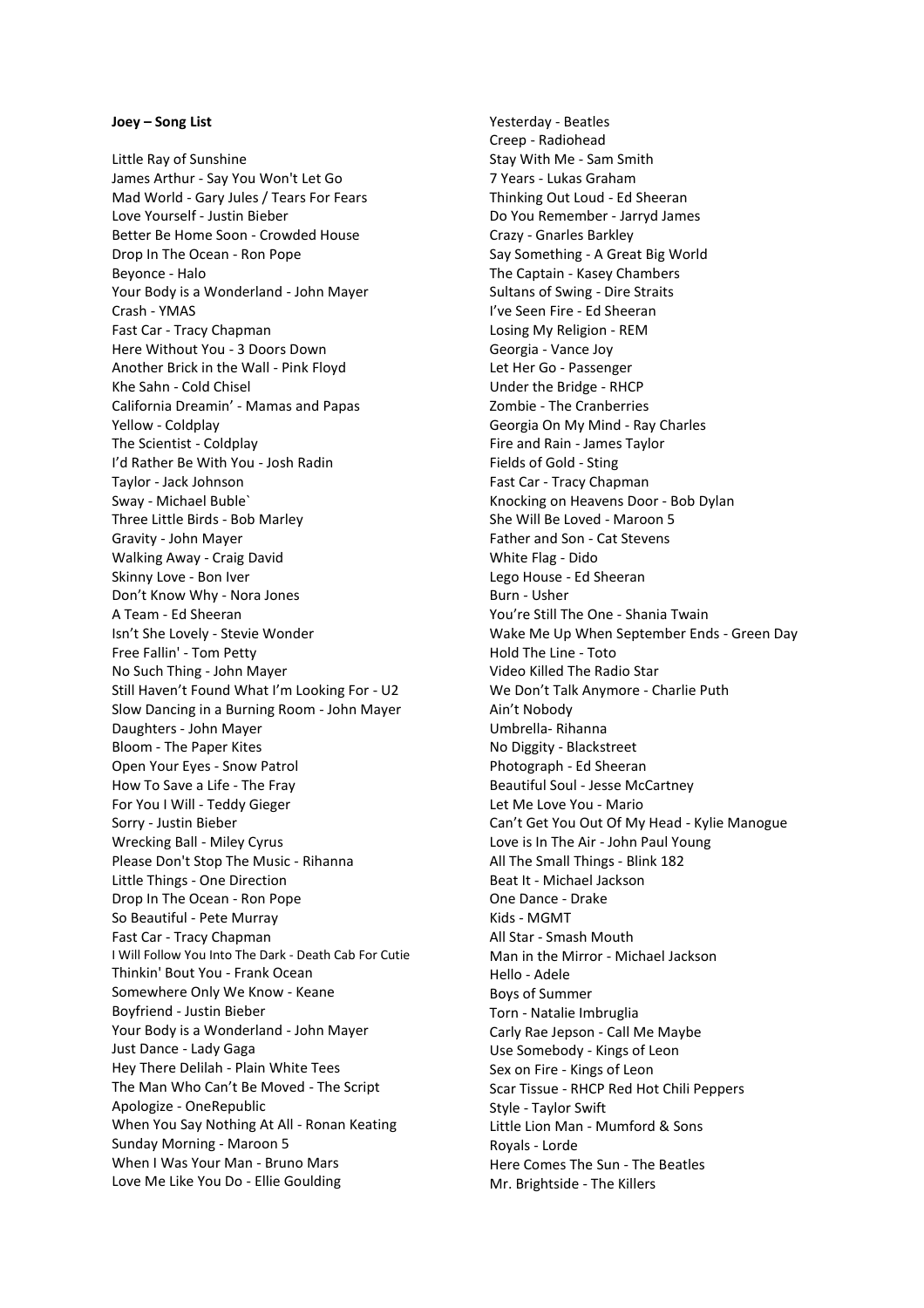**Joey – Song List**

Little Ray of Sunshine
James Arthur - Say You Won't Let Go
Mad World - Gary Jules / Tears For Fears
Love Yourself - Justin Bieber
Better Be Home Soon - Crowded House
Drop In The Ocean - Ron Pope
Beyonce - Halo
Your Body is a Wonderland - John Mayer
Crash - YMAS
Fast Car - Tracy Chapman
Here Without You - 3 Doors Down
Another Brick in the Wall - Pink Floyd
Khe Sahn - Cold Chisel
California Dreamin' - Mamas and Papas
Yellow - Coldplay
The Scientist - Coldplay
I'd Rather Be With You - Josh Radin
Taylor - Jack Johnson
Sway - Michael Buble`
Three Little Birds - Bob Marley
Gravity - John Mayer
Walking Away - Craig David
Skinny Love - Bon Iver
Don't Know Why - Nora Jones
A Team - Ed Sheeran
Isn't She Lovely - Stevie Wonder
Free Fallin' - Tom Petty
No Such Thing - John Mayer
Still Haven't Found What I'm Looking For - U2
Slow Dancing in a Burning Room - John Mayer
Daughters - John Mayer
Bloom - The Paper Kites
Open Your Eyes - Snow Patrol
How To Save a Life - The Fray
For You I Will - Teddy Gieger
Sorry - Justin Bieber
Wrecking Ball - Miley Cyrus
Please Don't Stop The Music - Rihanna
Little Things - One Direction
Drop In The Ocean - Ron Pope
So Beautiful - Pete Murray
Fast Car - Tracy Chapman
I Will Follow You Into The Dark - Death Cab For Cutie
Thinkin' Bout You - Frank Ocean
Somewhere Only We Know - Keane
Boyfriend - Justin Bieber
Your Body is a Wonderland - John Mayer
Just Dance - Lady Gaga
Hey There Delilah - Plain White Tees
The Man Who Can't Be Moved - The Script
Apologize - OneRepublic
When You Say Nothing At All - Ronan Keating
Sunday Morning - Maroon 5
When I Was Your Man - Bruno Mars
Love Me Like You Do - Ellie Goulding
Yesterday - Beatles
Creep - Radiohead
Stay With Me - Sam Smith
7 Years - Lukas Graham
Thinking Out Loud - Ed Sheeran
Do You Remember - Jarryd James
Crazy - Gnarles Barkley
Say Something - A Great Big World
The Captain - Kasey Chambers
Sultans of Swing - Dire Straits
I've Seen Fire - Ed Sheeran
Losing My Religion - REM
Georgia - Vance Joy
Let Her Go - Passenger
Under the Bridge - RHCP
Zombie - The Cranberries
Georgia On My Mind - Ray Charles
Fire and Rain - James Taylor
Fields of Gold - Sting
Fast Car - Tracy Chapman
Knocking on Heavens Door - Bob Dylan
She Will Be Loved - Maroon 5
Father and Son - Cat Stevens
White Flag - Dido
Lego House - Ed Sheeran
Burn - Usher
You're Still The One - Shania Twain
Wake Me Up When September Ends - Green Day
Hold The Line - Toto
Video Killed The Radio Star
We Don't Talk Anymore - Charlie Puth
Ain't Nobody
Umbrella- Rihanna
No Diggity - Blackstreet
Photograph - Ed Sheeran
Beautiful Soul - Jesse McCartney
Let Me Love You - Mario
Can't Get You Out Of My Head - Kylie Manogue
Love is In The Air - John Paul Young
All The Small Things - Blink 182
Beat It - Michael Jackson
One Dance - Drake
Kids - MGMT
All Star - Smash Mouth
Man in the Mirror - Michael Jackson
Hello - Adele
Boys of Summer
Torn - Natalie Imbruglia
Carly Rae Jepson - Call Me Maybe
Use Somebody - Kings of Leon
Sex on Fire - Kings of Leon
Scar Tissue - RHCP Red Hot Chili Peppers
Style - Taylor Swift
Little Lion Man - Mumford & Sons
Royals - Lorde
Here Comes The Sun - The Beatles
Mr. Brightside - The Killers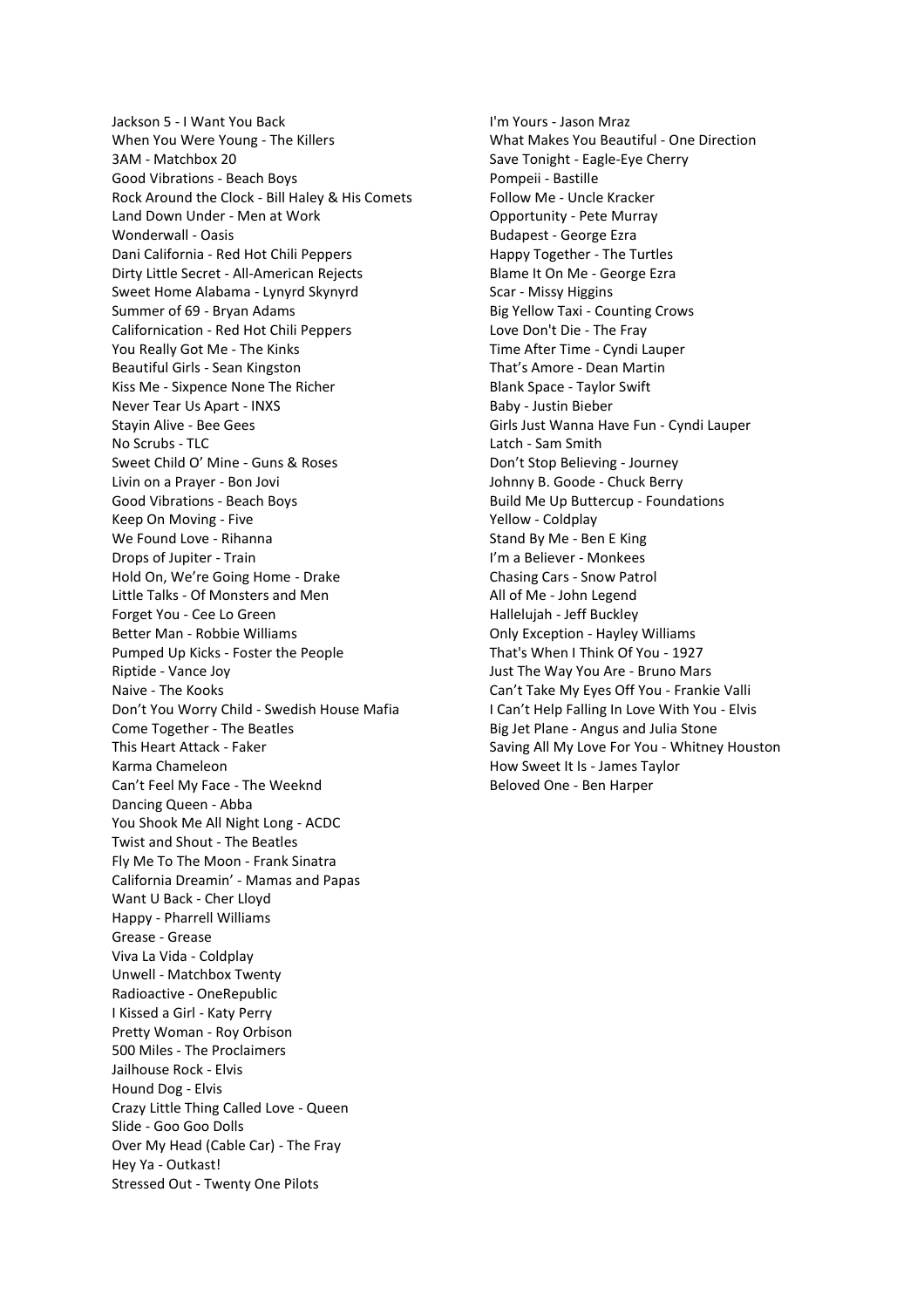Jackson 5 - I Want You Back
When You Were Young - The Killers
3AM - Matchbox 20
Good Vibrations - Beach Boys
Rock Around the Clock - Bill Haley & His Comets
Land Down Under - Men at Work
Wonderwall - Oasis
Dani California - Red Hot Chili Peppers
Dirty Little Secret - All-American Rejects
Sweet Home Alabama - Lynyrd Skynyrd
Summer of 69 - Bryan Adams
Californication - Red Hot Chili Peppers
You Really Got Me - The Kinks
Beautiful Girls - Sean Kingston
Kiss Me - Sixpence None The Richer
Never Tear Us Apart - INXS
Stayin Alive - Bee Gees
No Scrubs - TLC
Sweet Child O' Mine - Guns & Roses
Livin on a Prayer - Bon Jovi
Good Vibrations - Beach Boys
Keep On Moving - Five
We Found Love - Rihanna
Drops of Jupiter - Train
Hold On, We're Going Home - Drake
Little Talks - Of Monsters and Men
Forget You - Cee Lo Green
Better Man - Robbie Williams
Pumped Up Kicks - Foster the People
Riptide - Vance Joy
Naive - The Kooks
Don't You Worry Child - Swedish House Mafia
Come Together - The Beatles
This Heart Attack - Faker
Karma Chameleon
Can't Feel My Face - The Weeknd
Dancing Queen - Abba
You Shook Me All Night Long - ACDC
Twist and Shout - The Beatles
Fly Me To The Moon - Frank Sinatra
California Dreamin' - Mamas and Papas
Want U Back - Cher Lloyd
Happy - Pharrell Williams
Grease - Grease
Viva La Vida - Coldplay
Unwell - Matchbox Twenty
Radioactive - OneRepublic
I Kissed a Girl - Katy Perry
Pretty Woman - Roy Orbison
500 Miles - The Proclaimers
Jailhouse Rock - Elvis
Hound Dog - Elvis
Crazy Little Thing Called Love - Queen
Slide - Goo Goo Dolls
Over My Head (Cable Car) - The Fray
Hey Ya - Outkast!
Stressed Out - Twenty One Pilots
I'm Yours - Jason Mraz
What Makes You Beautiful - One Direction
Save Tonight - Eagle-Eye Cherry
Pompeii - Bastille
Follow Me - Uncle Kracker
Opportunity - Pete Murray
Budapest - George Ezra
Happy Together - The Turtles
Blame It On Me - George Ezra
Scar - Missy Higgins
Big Yellow Taxi - Counting Crows
Love Don't Die - The Fray
Time After Time - Cyndi Lauper
That's Amore - Dean Martin
Blank Space - Taylor Swift
Baby - Justin Bieber
Girls Just Wanna Have Fun - Cyndi Lauper
Latch - Sam Smith
Don't Stop Believing - Journey
Johnny B. Goode - Chuck Berry
Build Me Up Buttercup - Foundations
Yellow - Coldplay
Stand By Me - Ben E King
I'm a Believer - Monkees
Chasing Cars - Snow Patrol
All of Me - John Legend
Hallelujah - Jeff Buckley
Only Exception - Hayley Williams
That's When I Think Of You - 1927
Just The Way You Are - Bruno Mars
Can't Take My Eyes Off You - Frankie Valli
I Can't Help Falling In Love With You - Elvis
Big Jet Plane - Angus and Julia Stone
Saving All My Love For You - Whitney Houston
How Sweet It Is - James Taylor
Beloved One - Ben Harper